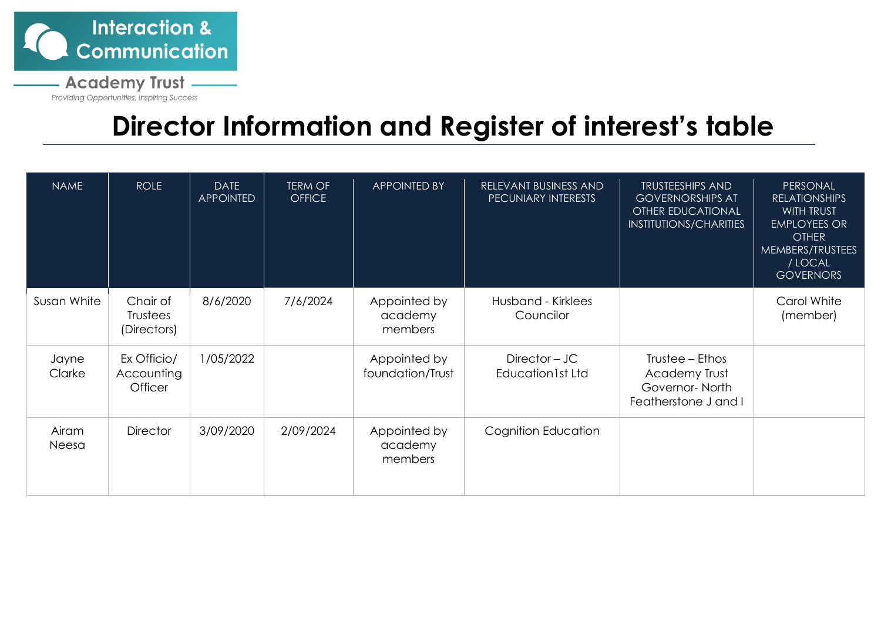Interaction & Communication

Academy Trust

*Providing Opportunities, Inspiring Success*

# Director Information and Register of interest's table

| NAME | ROLE | DATE APPOINTED | TERM OF OFFICE | APPOINTED BY | RELEVANT BUSINESS AND PECUNIARY INTERESTS | TRUSTEESHIPS AND GOVERNORSHIPS AT OTHER EDUCATIONAL INSTITUTIONS/CHARITIES | PERSONAL RELATIONSHIPS WITH TRUST EMPLOYEES OR OTHER MEMBERS/TRUSTEES / LOCAL GOVERNORS |
|---|---|---|---|---|---|---|---|
| Susan White | Chair of Trustees (Directors) | 8/6/2020 | 7/6/2024 | Appointed by academy members | Husband - Kirklees Councilor | | Carol White (member) |
| Jayne Clarke | Ex Officio/ Accounting Officer | 1/05/2022 | | Appointed by foundation/Trust | Director – JC Education1st Ltd | Trustee – Ethos Academy Trust Governor- North Featherstone J and I | |
| Airam Neesa | Director | 3/09/2020 | 2/09/2024 | Appointed by academy members | Cognition Education | | |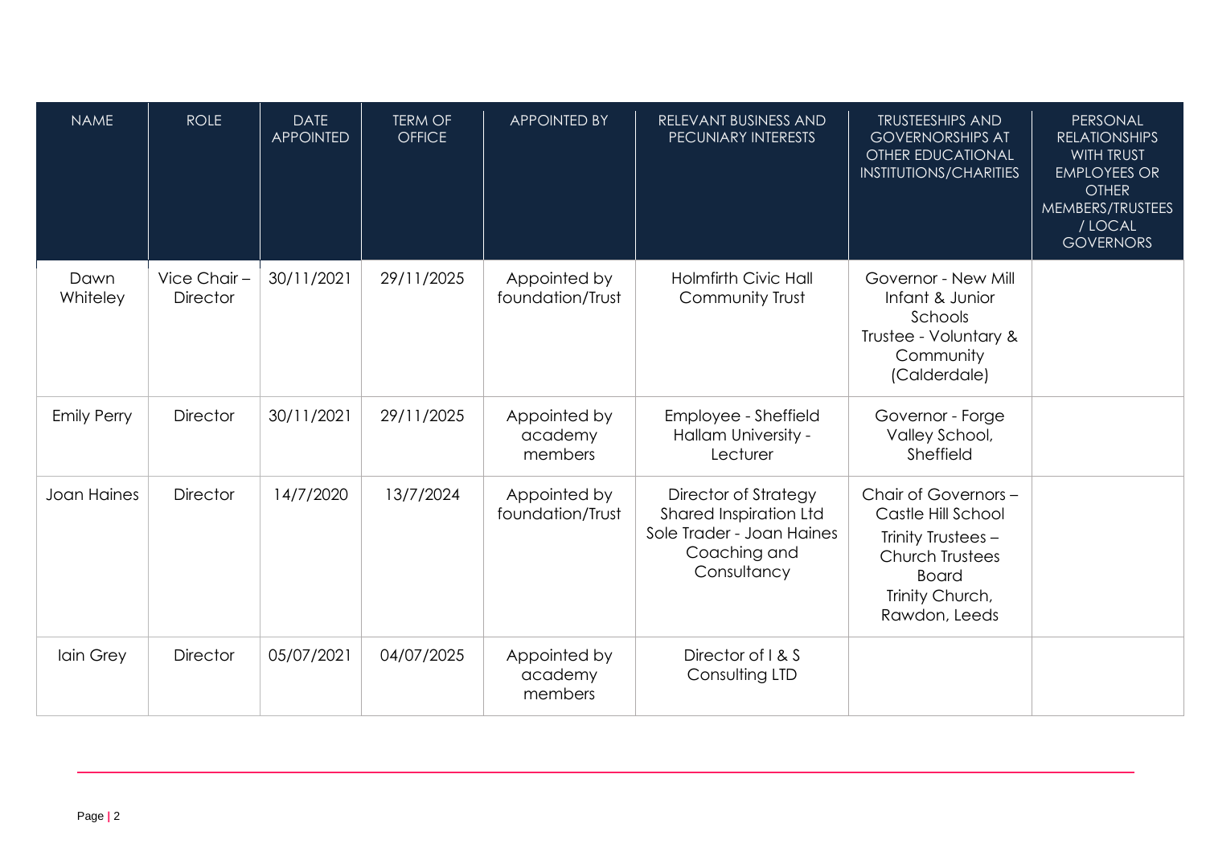| NAME | ROLE | DATE APPOINTED | TERM OF OFFICE | APPOINTED BY | RELEVANT BUSINESS AND PECUNIARY INTERESTS | TRUSTEESHIPS AND GOVERNORSHIPS AT OTHER EDUCATIONAL INSTITUTIONS/CHARITIES | PERSONAL RELATIONSHIPS WITH TRUST EMPLOYEES OR OTHER MEMBERS/TRUSTEES / LOCAL GOVERNORS |
| --- | --- | --- | --- | --- | --- | --- | --- |
| Dawn Whiteley | Vice Chair – Director | 30/11/2021 | 29/11/2025 | Appointed by foundation/Trust | Holmfirth Civic Hall Community Trust | Governor - New Mill Infant & Junior Schools<br>Trustee - Voluntary & Community (Calderdale) | |
| Emily Perry | Director | 30/11/2021 | 29/11/2025 | Appointed by academy members | Employee - Sheffield Hallam University - Lecturer | Governor - Forge Valley School, Sheffield | |
| Joan Haines | Director | 14/7/2020 | 13/7/2024 | Appointed by foundation/Trust | Director of Strategy Shared Inspiration Ltd<br>Sole Trader - Joan Haines Coaching and Consultancy | Chair of Governors – Castle Hill School<br>Trinity Trustees – Church Trustees Board<br>Trinity Church, Rawdon, Leeds | |
| Iain Grey | Director | 05/07/2021 | 04/07/2025 | Appointed by academy members | Director of I & S Consulting LTD | | |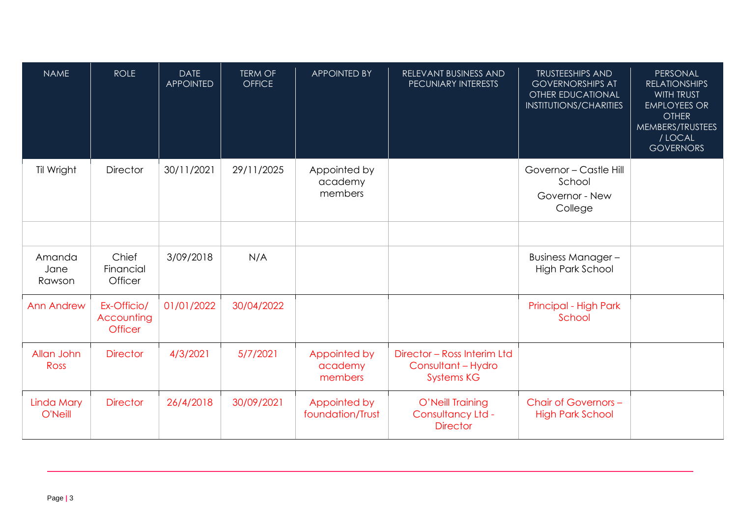| NAME | ROLE | DATE APPOINTED | TERM OF OFFICE | APPOINTED BY | RELEVANT BUSINESS AND PECUNIARY INTERESTS | TRUSTEESHIPS AND GOVERNORSHIPS AT OTHER EDUCATIONAL INSTITUTIONS/CHARITIES | PERSONAL RELATIONSHIPS WITH TRUST EMPLOYEES OR OTHER MEMBERS/TRUSTEES / LOCAL GOVERNORS |
|---|---|---|---|---|---|---|---|
| Til Wright | Director | 30/11/2021 | 29/11/2025 | Appointed by academy members | | Governor – Castle Hill School<br>Governor - New College | |
| | | | | | | | |
| Amanda Jane Rawson | Chief Financial Officer | 3/09/2018 | N/A | | | Business Manager – High Park School | |
| Ann Andrew | Ex-Officio/ Accounting Officer | 01/01/2022 | 30/04/2022 | | | Principal - High Park School | |
| Allan John Ross | Director | 4/3/2021 | 5/7/2021 | Appointed by academy members | Director – Ross Interim Ltd Consultant – Hydro Systems KG | | |
| Linda Mary O'Neill | Director | 26/4/2018 | 30/09/2021 | Appointed by foundation/Trust | O'Neill Training Consultancy Ltd - Director | Chair of Governors – High Park School | |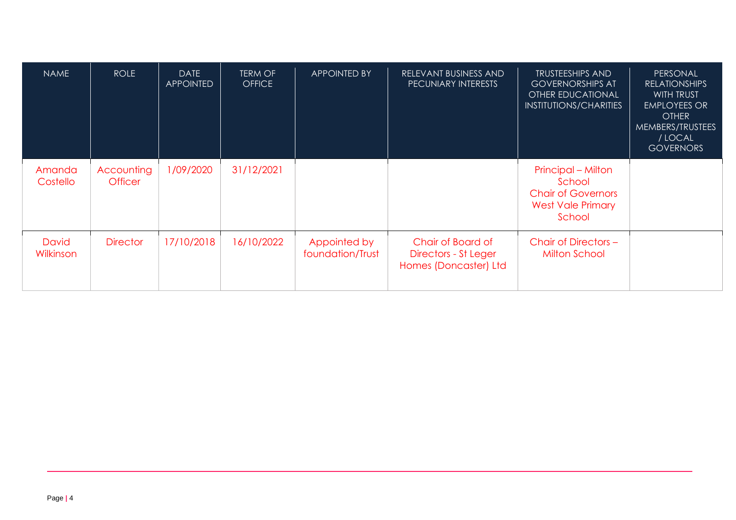| NAME | ROLE | DATE APPOINTED | TERM OF OFFICE | APPOINTED BY | RELEVANT BUSINESS AND PECUNIARY INTERESTS | TRUSTEESHIPS AND GOVERNORSHIPS AT OTHER EDUCATIONAL INSTITUTIONS/CHARITIES | PERSONAL RELATIONSHIPS WITH TRUST EMPLOYEES OR OTHER MEMBERS/TRUSTEES / LOCAL GOVERNORS |
|---|---|---|---|---|---|---|---|
| Amanda Costello | Accounting Officer | 1/09/2020 | 31/12/2021 | | | Principal – Milton School<br>Chair of Governors West Vale Primary School | |
| David Wilkinson | Director | 17/10/2018 | 16/10/2022 | Appointed by foundation/Trust | Chair of Board of Directors - St Leger Homes (Doncaster) Ltd | Chair of Directors – Milton School | |